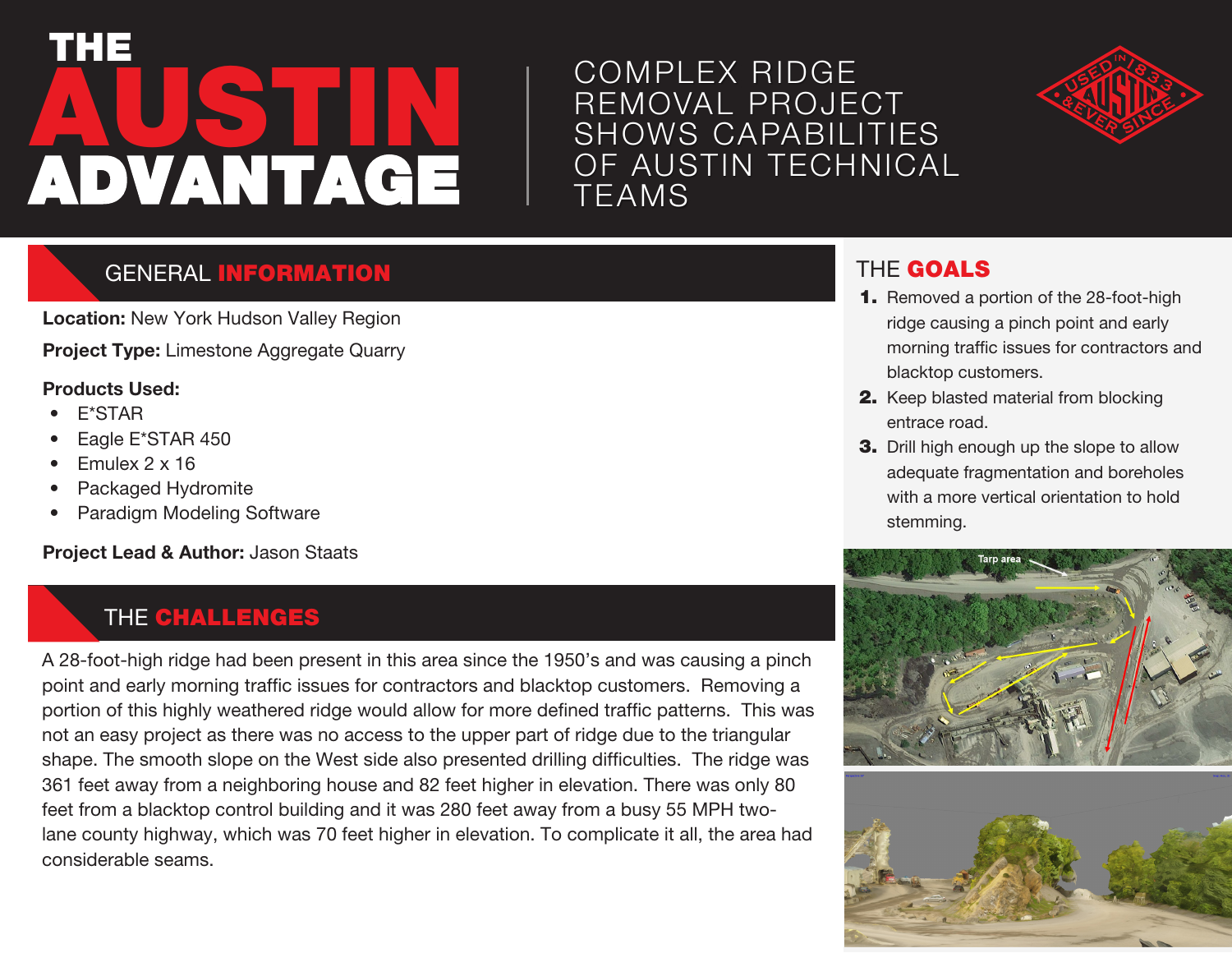# THE AUSTIN ADVANTAGE

## COMPLEX RIDGE REMOVAL PROJECT SHOWS CAPABILITIES OF AUSTIN TECHNICAL TEAMS

## GENERAL INFORMATION

**Location:** New York Hudson Valley Region

**Project Type:** Limestone Aggregate Quarry

**Products Used:**

- E*STAR
- Eagle E*STAR 450
- Emulex 2 x 16
- Packaged Hydromite
- Paradigm Modeling Software

**Project Lead & Author:** Jason Staats

## THE CHALLENGES

A 28-foot-high ridge had been present in this area since the 1950's and was causing a pinch point and early morning traffic issues for contractors and blacktop customers. Removing a portion of this highly weathered ridge would allow for more defined traffic patterns. This was not an easy project as there was no access to the upper part of ridge due to the triangular shape. The smooth slope on the West side also presented drilling difficulties. The ridge was 361 feet away from a neighboring house and 82 feet higher in elevation. There was only 80 feet from a blacktop control building and it was 280 feet away from a busy 55 MPH two-lane county highway, which was 70 feet higher in elevation. To complicate it all, the area had considerable seams.

## THE GOALS

1. Removed a portion of the 28-foot-high ridge causing a pinch point and early morning traffic issues for contractors and blacktop customers.
2. Keep blasted material from blocking entrace road.
3. Drill high enough up the slope to allow adequate fragmentation and boreholes with a more vertical orientation to hold stemming.

Tarp area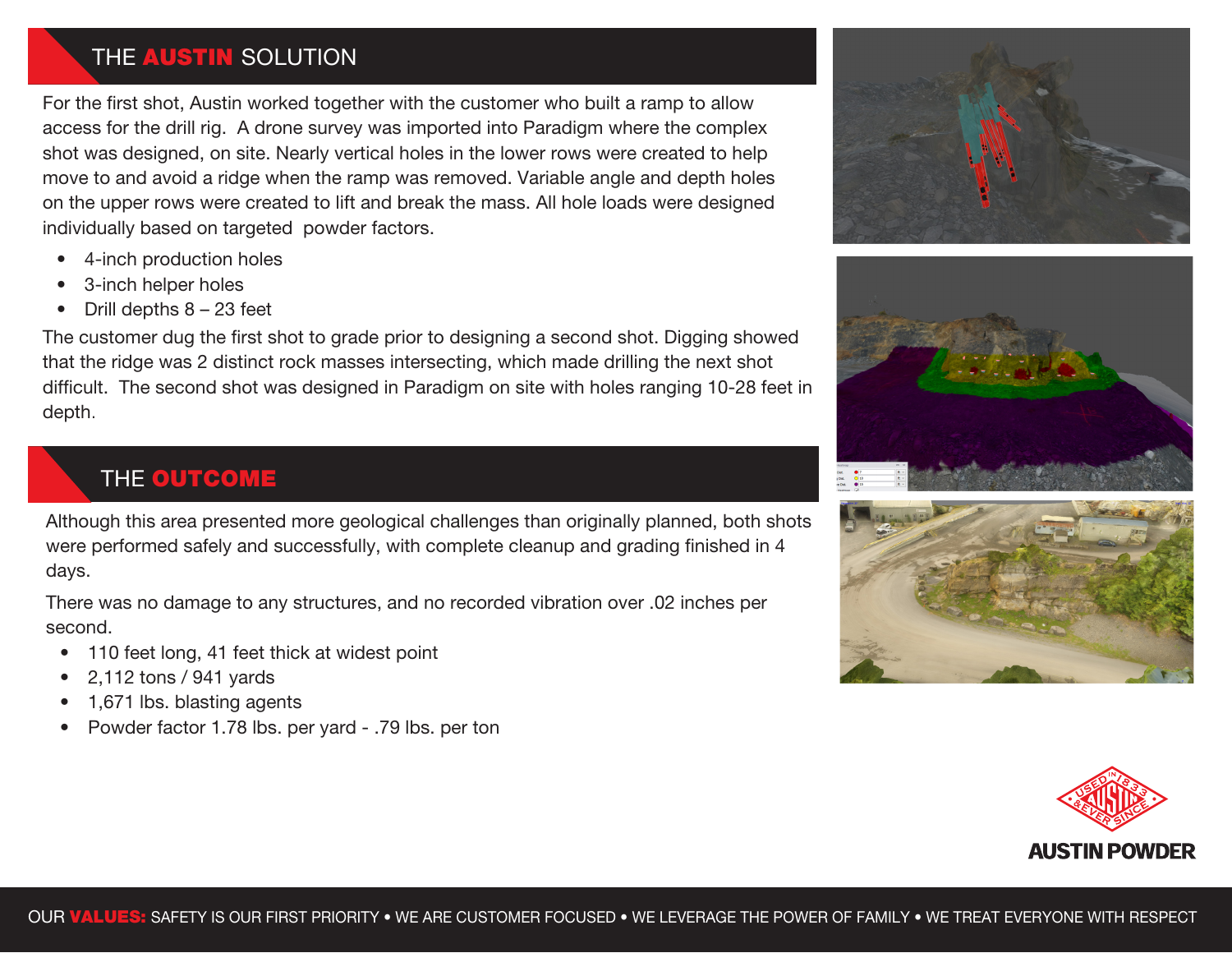## THE **AUSTIN** SOLUTION

For the first shot, Austin worked together with the customer who built a ramp to allow access for the drill rig. A drone survey was imported into Paradigm where the complex shot was designed, on site. Nearly vertical holes in the lower rows were created to help move to and avoid a ridge when the ramp was removed. Variable angle and depth holes on the upper rows were created to lift and break the mass. All hole loads were designed individually based on targeted powder factors.

- 4-inch production holes
- 3-inch helper holes
- Drill depths 8 – 23 feet

The customer dug the first shot to grade prior to designing a second shot. Digging showed that the ridge was 2 distinct rock masses intersecting, which made drilling the next shot difficult. The second shot was designed in Paradigm on site with holes ranging 10-28 feet in depth.

## THE **OUTCOME**

Although this area presented more geological challenges than originally planned, both shots were performed safely and successfully, with complete cleanup and grading finished in 4 days.

There was no damage to any structures, and no recorded vibration over .02 inches per second.

- 110 feet long, 41 feet thick at widest point
- 2,112 tons / 941 yards
- 1,671 lbs. blasting agents
- Powder factor 1.78 lbs. per yard - .79 lbs. per ton

AUSTIN POWDER

OUR **VALUES:** SAFETY IS OUR FIRST PRIORITY • WE ARE CUSTOMER FOCUSED • WE LEVERAGE THE POWER OF FAMILY • WE TREAT EVERYONE WITH RESPECT